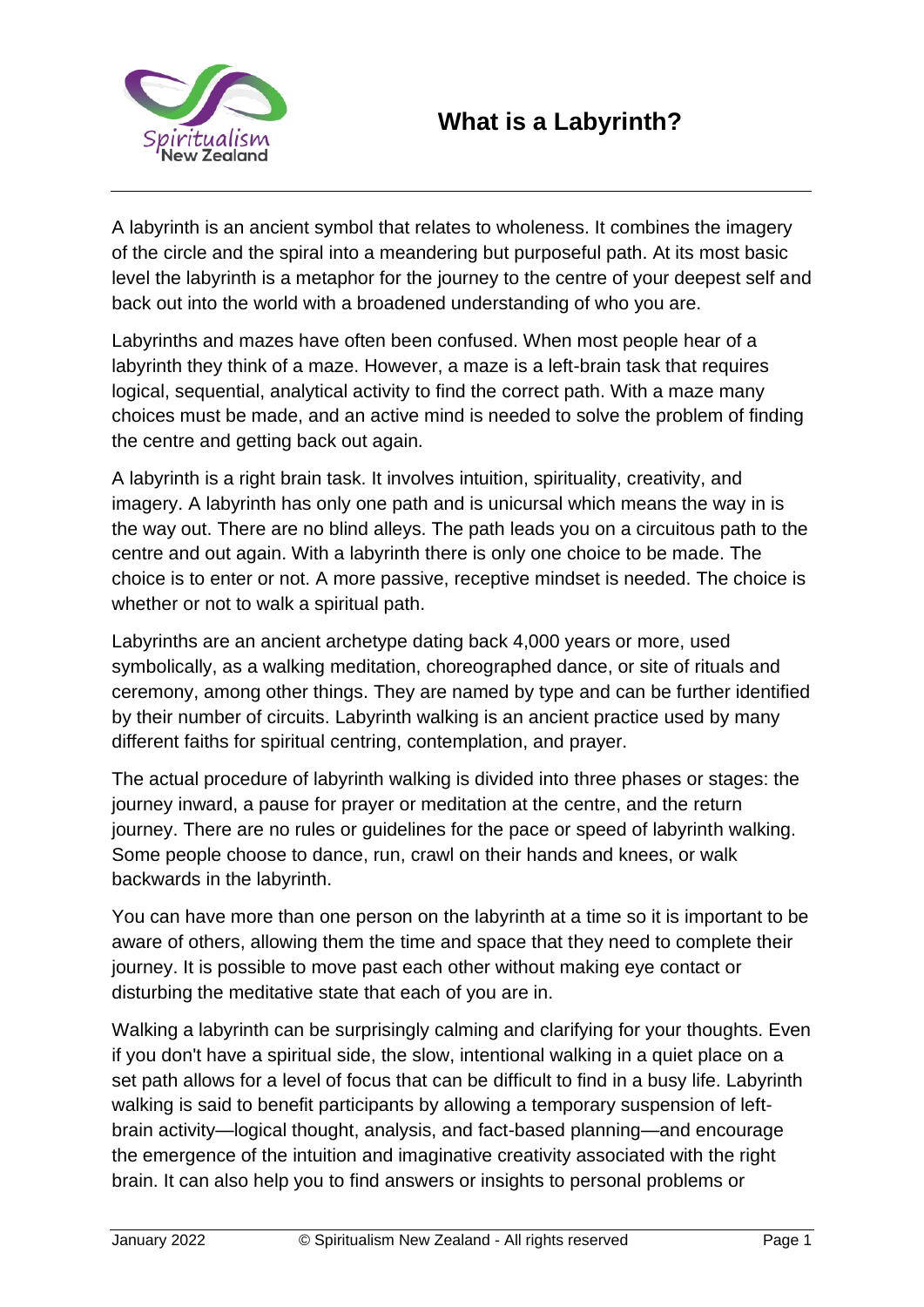# What is a Labyrinth?

A labyrinth is an ancient symbol that relates to wholeness. It combines the imagery of the circle and the spiral into a meandering but purposeful path. At its most basic level the labyrinth is a metaphor for the journey to the centre of your deepest self and back out into the world with a broadened understanding of who you are.

Labyrinths and mazes have often been confused. When most people hear of a labyrinth they think of a maze. However, a maze is a left-brain task that requires logical, sequential, analytical activity to find the correct path. With a maze many choices must be made, and an active mind is needed to solve the problem of finding the centre and getting back out again.

A labyrinth is a right brain task. It involves intuition, spirituality, creativity, and imagery. A labyrinth has only one path and is unicursal which means the way in is the way out. There are no blind alleys. The path leads you on a circuitous path to the centre and out again. With a labyrinth there is only one choice to be made. The choice is to enter or not. A more passive, receptive mindset is needed. The choice is whether or not to walk a spiritual path.

Labyrinths are an ancient archetype dating back 4,000 years or more, used symbolically, as a walking meditation, choreographed dance, or site of rituals and ceremony, among other things. They are named by type and can be further identified by their number of circuits. Labyrinth walking is an ancient practice used by many different faiths for spiritual centring, contemplation, and prayer.

The actual procedure of labyrinth walking is divided into three phases or stages: the journey inward, a pause for prayer or meditation at the centre, and the return journey. There are no rules or guidelines for the pace or speed of labyrinth walking. Some people choose to dance, run, crawl on their hands and knees, or walk backwards in the labyrinth.

You can have more than one person on the labyrinth at a time so it is important to be aware of others, allowing them the time and space that they need to complete their journey. It is possible to move past each other without making eye contact or disturbing the meditative state that each of you are in.

Walking a labyrinth can be surprisingly calming and clarifying for your thoughts. Even if you don't have a spiritual side, the slow, intentional walking in a quiet place on a set path allows for a level of focus that can be difficult to find in a busy life. Labyrinth walking is said to benefit participants by allowing a temporary suspension of left-brain activity—logical thought, analysis, and fact-based planning—and encourage the emergence of the intuition and imaginative creativity associated with the right brain. It can also help you to find answers or insights to personal problems or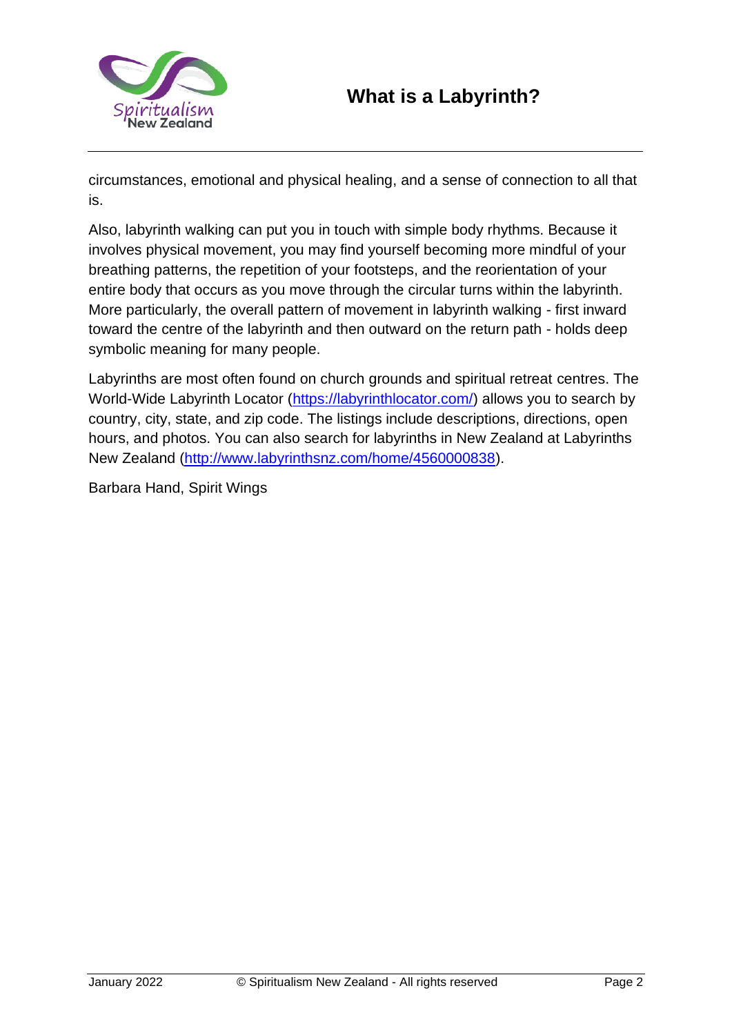circumstances, emotional and physical healing, and a sense of connection to all that is.

Also, labyrinth walking can put you in touch with simple body rhythms. Because it involves physical movement, you may find yourself becoming more mindful of your breathing patterns, the repetition of your footsteps, and the reorientation of your entire body that occurs as you move through the circular turns within the labyrinth. More particularly, the overall pattern of movement in labyrinth walking - first inward toward the centre of the labyrinth and then outward on the return path - holds deep symbolic meaning for many people.

Labyrinths are most often found on church grounds and spiritual retreat centres. The World-Wide Labyrinth Locator (https://labyrinthlocator.com/) allows you to search by country, city, state, and zip code. The listings include descriptions, directions, open hours, and photos. You can also search for labyrinths in New Zealand at Labyrinths New Zealand (http://www.labyrinthsnz.com/home/4560000838).

Barbara Hand, Spirit Wings